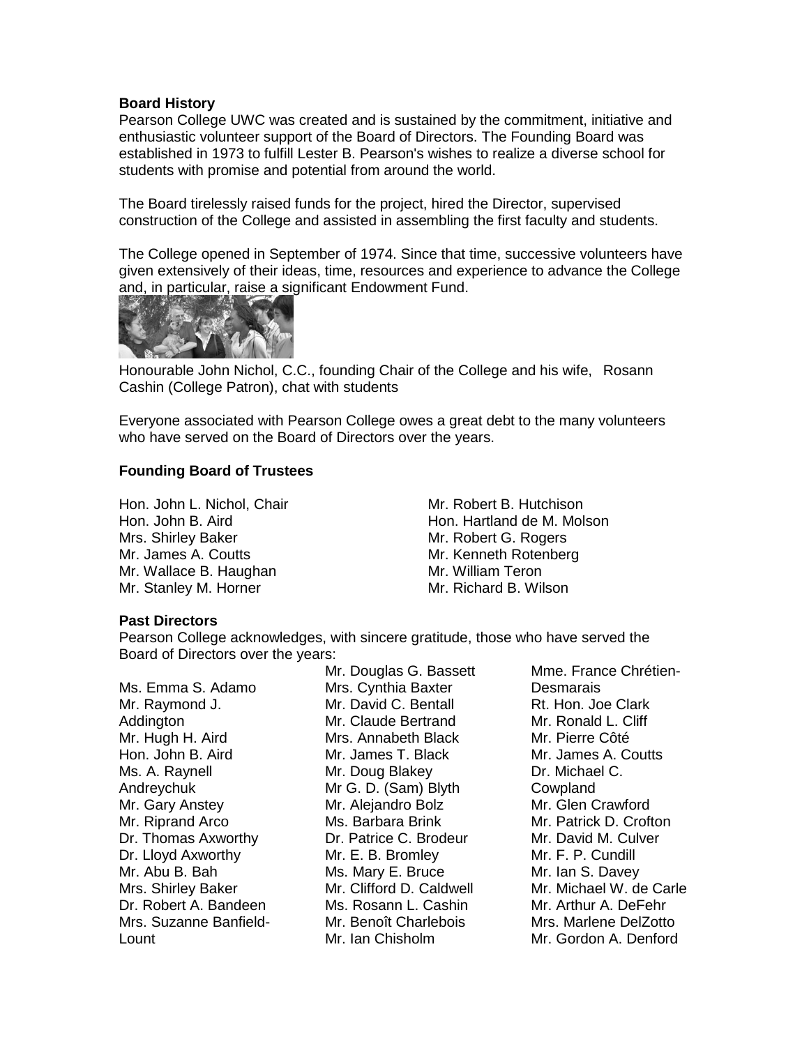**Board History**

Pearson College UWC was created and is sustained by the commitment, initiative and enthusiastic volunteer support of the Board of Directors. The Founding Board was established in 1973 to fulfill Lester B. Pearson's wishes to realize a diverse school for students with promise and potential from around the world.

The Board tirelessly raised funds for the project, hired the Director, supervised construction of the College and assisted in assembling the first faculty and students.

The College opened in September of 1974. Since that time, successive volunteers have given extensively of their ideas, time, resources and experience to advance the College and, in particular, raise a significant Endowment Fund.

Honourable John Nichol, C.C., founding Chair of the College and his wife, Rosann Cashin (College Patron), chat with students

Everyone associated with Pearson College owes a great debt to the many volunteers who have served on the Board of Directors over the years.

**Founding Board of Trustees**

Hon. John L. Nichol, Chair
Hon. John B. Aird
Mrs. Shirley Baker
Mr. James A. Coutts
Mr. Wallace B. Haughan
Mr. Stanley M. Horner
Mr. Robert B. Hutchison
Hon. Hartland de M. Molson
Mr. Robert G. Rogers
Mr. Kenneth Rotenberg
Mr. William Teron
Mr. Richard B. Wilson

**Past Directors**

Pearson College acknowledges, with sincere gratitude, those who have served the Board of Directors over the years:

Ms. Emma S. Adamo
Mr. Raymond J. Addington
Mr. Hugh H. Aird
Hon. John B. Aird
Ms. A. Raynell Andreychuk
Mr. Gary Anstey
Mr. Riprand Arco
Dr. Thomas Axworthy
Dr. Lloyd Axworthy
Mr. Abu B. Bah
Mrs. Shirley Baker
Dr. Robert A. Bandeen
Mrs. Suzanne Banfield-Lount
Mr. Douglas G. Bassett
Mrs. Cynthia Baxter
Mr. David C. Bentall
Mr. Claude Bertrand
Mrs. Annabeth Black
Mr. James T. Black
Mr. Doug Blakey
Mr G. D. (Sam) Blyth
Mr. Alejandro Bolz
Ms. Barbara Brink
Dr. Patrice C. Brodeur
Mr. E. B. Bromley
Ms. Mary E. Bruce
Mr. Clifford D. Caldwell
Ms. Rosann L. Cashin
Mr. Benoît Charlebois
Mr. Ian Chisholm
Mme. France Chrétien-Desmarais
Rt. Hon. Joe Clark
Mr. Ronald L. Cliff
Mr. Pierre Côté
Mr. James A. Coutts
Dr. Michael C. Cowpland
Mr. Glen Crawford
Mr. Patrick D. Crofton
Mr. David M. Culver
Mr. F. P. Cundill
Mr. Ian S. Davey
Mr. Michael W. de Carle
Mr. Arthur A. DeFehr
Mrs. Marlene DelZotto
Mr. Gordon A. Denford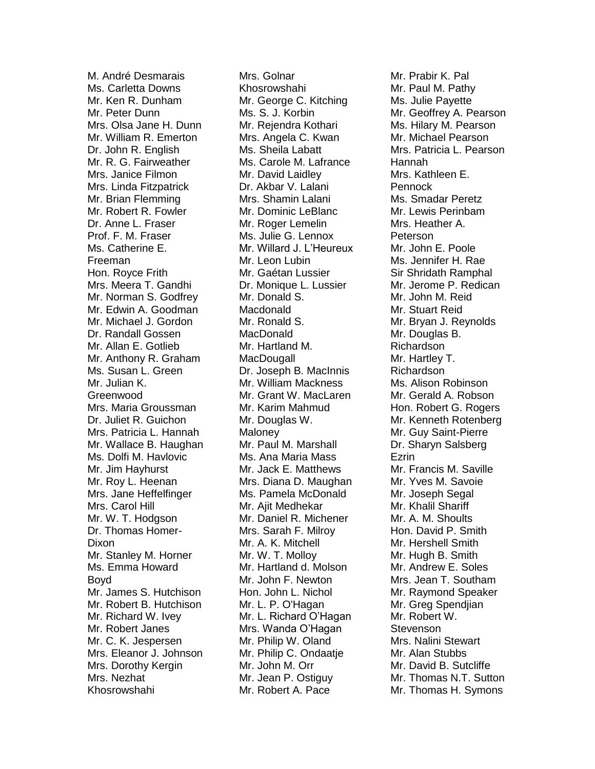M. André Desmarais
Ms. Carletta Downs
Mr. Ken R. Dunham
Mr. Peter Dunn
Mrs. Olsa Jane H. Dunn
Mr. William R. Emerton
Dr. John R. English
Mr. R. G. Fairweather
Mrs. Janice Filmon
Mrs. Linda Fitzpatrick
Mr. Brian Flemming
Mr. Robert R. Fowler
Dr. Anne L. Fraser
Prof. F. M. Fraser
Ms. Catherine E. Freeman
Hon. Royce Frith
Mrs. Meera T. Gandhi
Mr. Norman S. Godfrey
Mr. Edwin A. Goodman
Mr. Michael J. Gordon
Dr. Randall Gossen
Mr. Allan E. Gotlieb
Mr. Anthony R. Graham
Ms. Susan L. Green
Mr. Julian K. Greenwood
Mrs. Maria Groussman
Dr. Juliet R. Guichon
Mrs. Patricia L. Hannah
Mr. Wallace B. Haughan
Ms. Dolfi M. Havlovic
Mr. Jim Hayhurst
Mr. Roy L. Heenan
Mrs. Jane Heffelfinger
Mrs. Carol Hill
Mr. W. T. Hodgson
Dr. Thomas Homer-Dixon
Mr. Stanley M. Horner
Ms. Emma Howard Boyd
Mr. James S. Hutchison
Mr. Robert B. Hutchison
Mr. Richard W. Ivey
Mr. Robert Janes
Mr. C. K. Jespersen
Mrs. Eleanor J. Johnson
Mrs. Dorothy Kergin
Mrs. Nezhat Khosrowshahi
Mrs. Golnar Khosrowshahi
Mr. George C. Kitching
Ms. S. J. Korbin
Mr. Rejendra Kothari
Mrs. Angela C. Kwan
Ms. Sheila Labatt
Ms. Carole M. Lafrance
Mr. David Laidley
Dr. Akbar V. Lalani
Mrs. Shamin Lalani
Mr. Dominic LeBlanc
Mr. Roger Lemelin
Ms. Julie G. Lennox
Mr. Willard J. L'Heureux
Mr. Leon Lubin
Mr. Gaétan Lussier
Dr. Monique L. Lussier
Mr. Donald S. Macdonald
Mr. Ronald S. MacDonald
Mr. Hartland M. MacDougall
Dr. Joseph B. MacInnis
Mr. William Mackness
Mr. Grant W. MacLaren
Mr. Karim Mahmud
Mr. Douglas W. Maloney
Mr. Paul M. Marshall
Ms. Ana Maria Mass
Mr. Jack E. Matthews
Mrs. Diana D. Maughan
Ms. Pamela McDonald
Mr. Ajit Medhekar
Mr. Daniel R. Michener
Mrs. Sarah F. Milroy
Mr. A. K. Mitchell
Mr. W. T. Molloy
Mr. Hartland d. Molson
Mr. John F. Newton
Hon. John L. Nichol
Mr. L. P. O'Hagan
Mr. L. Richard O'Hagan
Mrs. Wanda O'Hagan
Mr. Philip W. Oland
Mr. Philip C. Ondaatje
Mr. John M. Orr
Mr. Jean P. Ostiguy
Mr. Robert A. Pace
Mr. Prabir K. Pal
Mr. Paul M. Pathy
Ms. Julie Payette
Mr. Geoffrey A. Pearson
Ms. Hilary M. Pearson
Mr. Michael Pearson
Mrs. Patricia L. Pearson Hannah
Mrs. Kathleen E. Pennock
Ms. Smadar Peretz
Mr. Lewis Perinbam
Mrs. Heather A. Peterson
Mr. John E. Poole
Ms. Jennifer H. Rae
Sir Shridath Ramphal
Mr. Jerome P. Redican
Mr. John M. Reid
Mr. Stuart Reid
Mr. Bryan J. Reynolds
Mr. Douglas B. Richardson
Mr. Hartley T. Richardson
Ms. Alison Robinson
Mr. Gerald A. Robson
Hon. Robert G. Rogers
Mr. Kenneth Rotenberg
Mr. Guy Saint-Pierre
Dr. Sharyn Salsberg Ezrin
Mr. Francis M. Saville
Mr. Yves M. Savoie
Mr. Joseph Segal
Mr. Khalil Shariff
Mr. A. M. Shoults
Hon. David P. Smith
Mr. Hershell Smith
Mr. Hugh B. Smith
Mr. Andrew E. Soles
Mrs. Jean T. Southam
Mr. Raymond Speaker
Mr. Greg Spendjian
Mr. Robert W. Stevenson
Mrs. Nalini Stewart
Mr. Alan Stubbs
Mr. David B. Sutcliffe
Mr. Thomas N.T. Sutton
Mr. Thomas H. Symons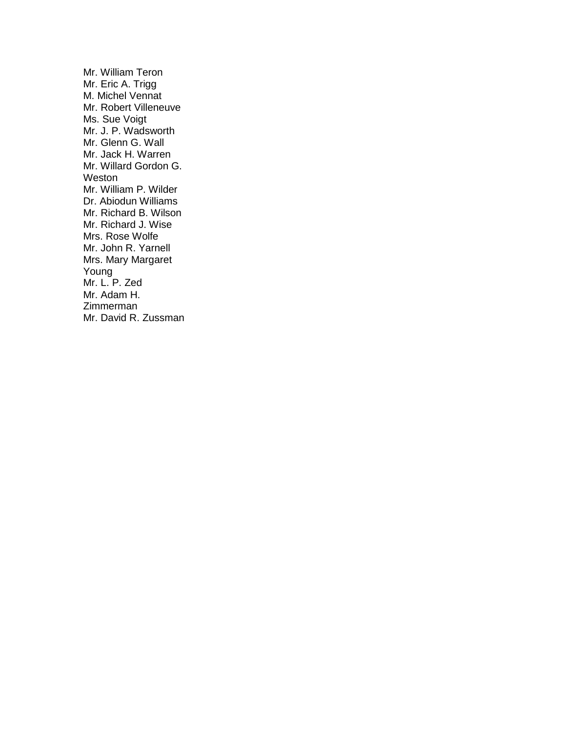Mr. William Teron
Mr. Eric A. Trigg
M. Michel Vennat
Mr. Robert Villeneuve
Ms. Sue Voigt
Mr. J. P. Wadsworth
Mr. Glenn G. Wall
Mr. Jack H. Warren
Mr. Willard Gordon G. Weston
Mr. William P. Wilder
Dr. Abiodun Williams
Mr. Richard B. Wilson
Mr. Richard J. Wise
Mrs. Rose Wolfe
Mr. John R. Yarnell
Mrs. Mary Margaret Young
Mr. L. P. Zed
Mr. Adam H. Zimmerman
Mr. David R. Zussman